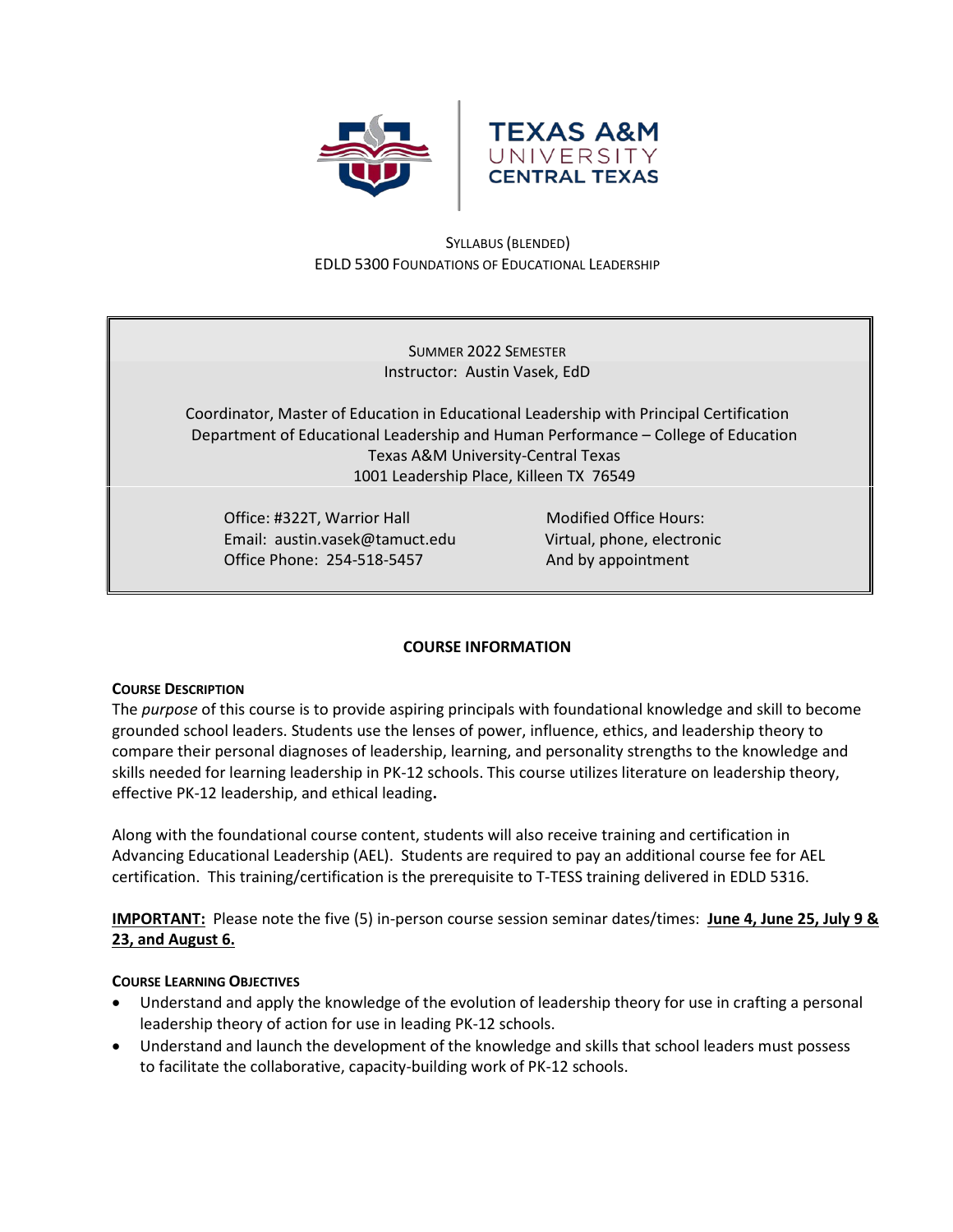TEXAS A&M UNIVERSITY CENTRAL TEXAS

SYLLABUS (BLENDED)
EDLD 5300 FOUNDATIONS OF EDUCATIONAL LEADERSHIP

SUMMER 2022 SEMESTER
Instructor: Austin Vasek, EdD

Coordinator, Master of Education in Educational Leadership with Principal Certification
Department of Educational Leadership and Human Performance – College of Education
Texas A&M University-Central Texas
1001 Leadership Place, Killeen TX 76549

Office: #322T, Warrior Hall
Email: austin.vasek@tamuct.edu
Office Phone: 254-518-5457

Modified Office Hours:
Virtual, phone, electronic
And by appointment

## COURSE INFORMATION

### COURSE DESCRIPTION

The *purpose* of this course is to provide aspiring principals with foundational knowledge and skill to become grounded school leaders. Students use the lenses of power, influence, ethics, and leadership theory to compare their personal diagnoses of leadership, learning, and personality strengths to the knowledge and skills needed for learning leadership in PK-12 schools. This course utilizes literature on leadership theory, effective PK-12 leadership, and ethical leading**.**

Along with the foundational course content, students will also receive training and certification in Advancing Educational Leadership (AEL). Students are required to pay an additional course fee for AEL certification. This training/certification is the prerequisite to T-TESS training delivered in EDLD 5316.

**IMPORTANT:** Please note the five (5) in-person course session seminar dates/times: **June 4, June 25, July 9 & 23, and August 6.**

### COURSE LEARNING OBJECTIVES

- Understand and apply the knowledge of the evolution of leadership theory for use in crafting a personal leadership theory of action for use in leading PK-12 schools.
- Understand and launch the development of the knowledge and skills that school leaders must possess to facilitate the collaborative, capacity-building work of PK-12 schools.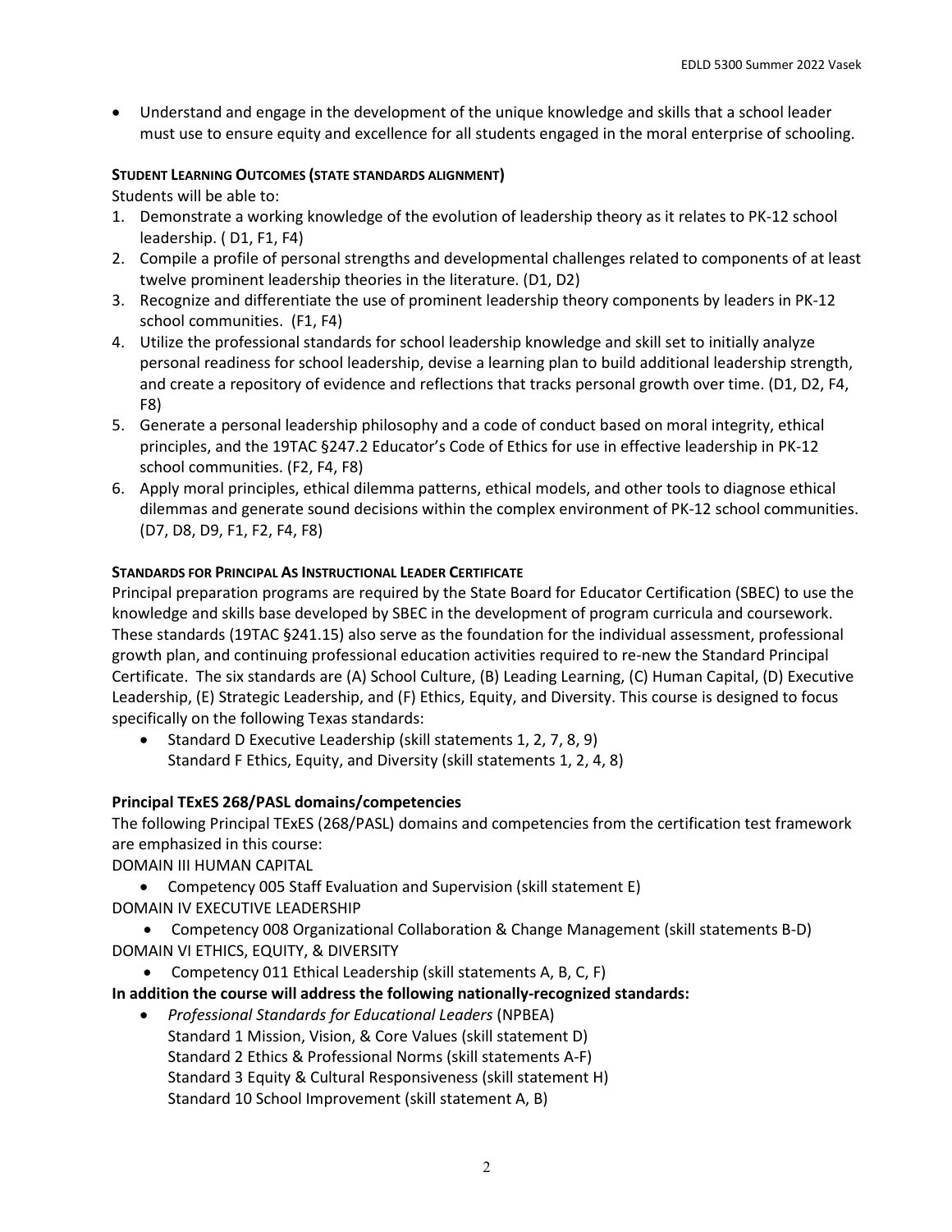- Understand and engage in the development of the unique knowledge and skills that a school leader must use to ensure equity and excellence for all students engaged in the moral enterprise of schooling.

**STUDENT LEARNING OUTCOMES (STATE STANDARDS ALIGNMENT)**

Students will be able to:

1. Demonstrate a working knowledge of the evolution of leadership theory as it relates to PK-12 school leadership. ( D1, F1, F4)
2. Compile a profile of personal strengths and developmental challenges related to components of at least twelve prominent leadership theories in the literature. (D1, D2)
3. Recognize and differentiate the use of prominent leadership theory components by leaders in PK-12 school communities. (F1, F4)
4. Utilize the professional standards for school leadership knowledge and skill set to initially analyze personal readiness for school leadership, devise a learning plan to build additional leadership strength, and create a repository of evidence and reflections that tracks personal growth over time. (D1, D2, F4, F8)
5. Generate a personal leadership philosophy and a code of conduct based on moral integrity, ethical principles, and the 19TAC §247.2 Educator's Code of Ethics for use in effective leadership in PK-12 school communities. (F2, F4, F8)
6. Apply moral principles, ethical dilemma patterns, ethical models, and other tools to diagnose ethical dilemmas and generate sound decisions within the complex environment of PK-12 school communities. (D7, D8, D9, F1, F2, F4, F8)

**STANDARDS FOR PRINCIPAL AS INSTRUCTIONAL LEADER CERTIFICATE**

Principal preparation programs are required by the State Board for Educator Certification (SBEC) to use the knowledge and skills base developed by SBEC in the development of program curricula and coursework. These standards (19TAC §241.15) also serve as the foundation for the individual assessment, professional growth plan, and continuing professional education activities required to re-new the Standard Principal Certificate. The six standards are (A) School Culture, (B) Leading Learning, (C) Human Capital, (D) Executive Leadership, (E) Strategic Leadership, and (F) Ethics, Equity, and Diversity. This course is designed to focus specifically on the following Texas standards:

- Standard D Executive Leadership (skill statements 1, 2, 7, 8, 9)
  Standard F Ethics, Equity, and Diversity (skill statements 1, 2, 4, 8)

**Principal TExES 268/PASL domains/competencies**

The following Principal TExES (268/PASL) domains and competencies from the certification test framework are emphasized in this course:

DOMAIN III HUMAN CAPITAL

- Competency 005 Staff Evaluation and Supervision (skill statement E)

DOMAIN IV EXECUTIVE LEADERSHIP

- Competency 008 Organizational Collaboration & Change Management (skill statements B-D)

DOMAIN VI ETHICS, EQUITY, & DIVERSITY

- Competency 011 Ethical Leadership (skill statements A, B, C, F)

**In addition the course will address the following nationally-recognized standards:**

- *Professional Standards for Educational Leaders* (NPBEA)
  Standard 1 Mission, Vision, & Core Values (skill statement D)
  Standard 2 Ethics & Professional Norms (skill statements A-F)
  Standard 3 Equity & Cultural Responsiveness (skill statement H)
  Standard 10 School Improvement (skill statement A, B)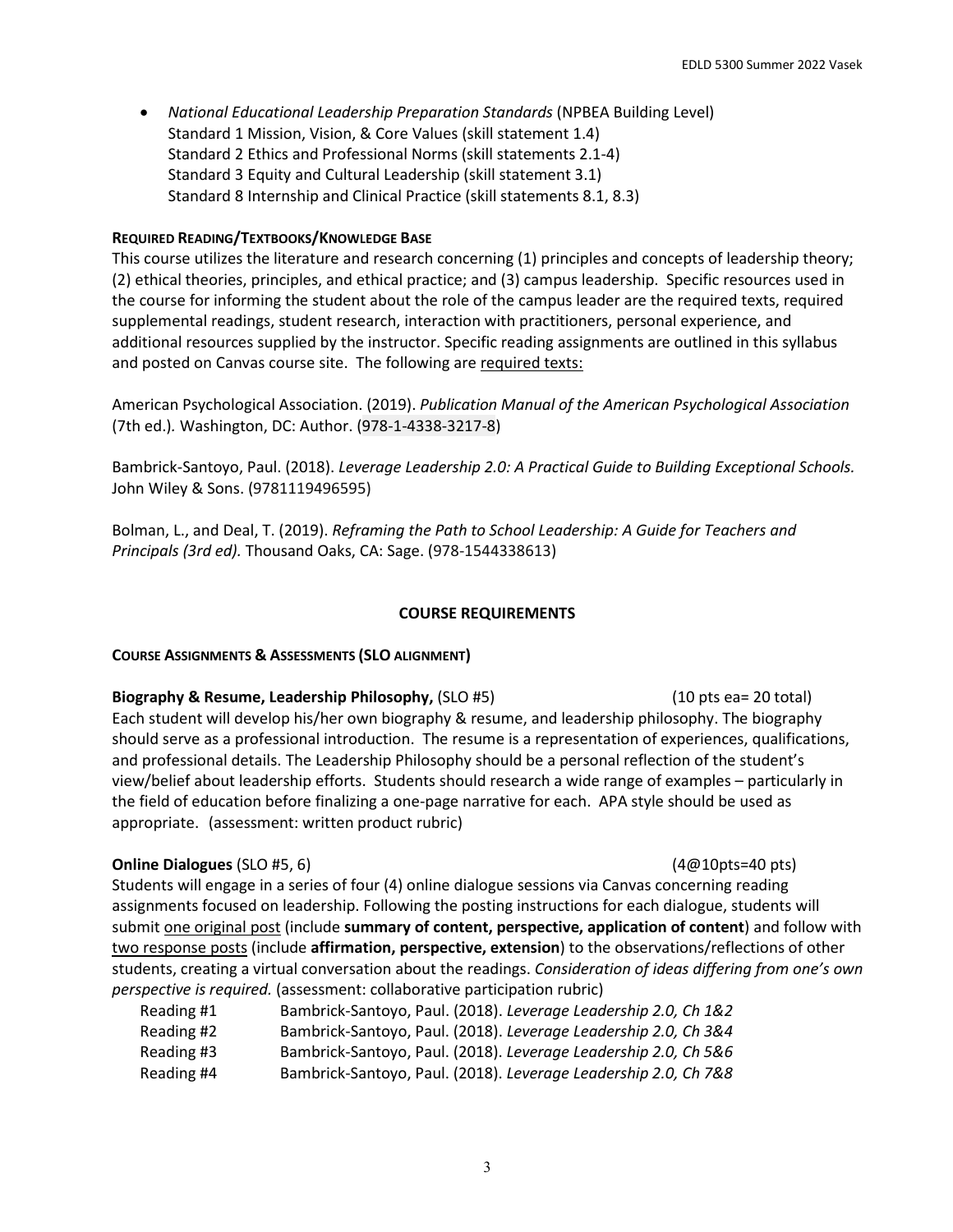- *National Educational Leadership Preparation Standards* (NPBEA Building Level)
  Standard 1 Mission, Vision, & Core Values (skill statement 1.4)
  Standard 2 Ethics and Professional Norms (skill statements 2.1-4)
  Standard 3 Equity and Cultural Leadership (skill statement 3.1)
  Standard 8 Internship and Clinical Practice (skill statements 8.1, 8.3)

**REQUIRED READING/TEXTBOOKS/KNOWLEDGE BASE**

This course utilizes the literature and research concerning (1) principles and concepts of leadership theory; (2) ethical theories, principles, and ethical practice; and (3) campus leadership. Specific resources used in the course for informing the student about the role of the campus leader are the required texts, required supplemental readings, student research, interaction with practitioners, personal experience, and additional resources supplied by the instructor. Specific reading assignments are outlined in this syllabus and posted on Canvas course site. The following are <u>required texts:</u>

American Psychological Association. (2019). *Publication Manual of the American Psychological Association* (7th ed.). Washington, DC: Author. (978-1-4338-3217-8)

Bambrick-Santoyo, Paul. (2018). *Leverage Leadership 2.0: A Practical Guide to Building Exceptional Schools.* John Wiley & Sons. (9781119496595)

Bolman, L., and Deal, T. (2019). *Reframing the Path to School Leadership: A Guide for Teachers and Principals (3rd ed).* Thousand Oaks, CA: Sage. (978-1544338613)

## COURSE REQUIREMENTS

**COURSE ASSIGNMENTS & ASSESSMENTS (SLO ALIGNMENT)**

**Biography & Resume, Leadership Philosophy,** (SLO #5) (10 pts ea= 20 total)

Each student will develop his/her own biography & resume, and leadership philosophy. The biography should serve as a professional introduction. The resume is a representation of experiences, qualifications, and professional details. The Leadership Philosophy should be a personal reflection of the student's view/belief about leadership efforts. Students should research a wide range of examples – particularly in the field of education before finalizing a one-page narrative for each. APA style should be used as appropriate. (assessment: written product rubric)

**Online Dialogues** (SLO #5, 6) (4@10pts=40 pts)

Students will engage in a series of four (4) online dialogue sessions via Canvas concerning reading assignments focused on leadership. Following the posting instructions for each dialogue, students will submit <u>one original post</u> (include **summary of content, perspective, application of content**) and follow with <u>two response posts</u> (include **affirmation, perspective, extension**) to the observations/reflections of other students, creating a virtual conversation about the readings. *Consideration of ideas differing from one's own perspective is required.* (assessment: collaborative participation rubric)

| | |
|---|---|
| Reading #1 | Bambrick-Santoyo, Paul. (2018). *Leverage Leadership 2.0, Ch 1&2* |
| Reading #2 | Bambrick-Santoyo, Paul. (2018). *Leverage Leadership 2.0, Ch 3&4* |
| Reading #3 | Bambrick-Santoyo, Paul. (2018). *Leverage Leadership 2.0, Ch 5&6* |
| Reading #4 | Bambrick-Santoyo, Paul. (2018). *Leverage Leadership 2.0, Ch 7&8* |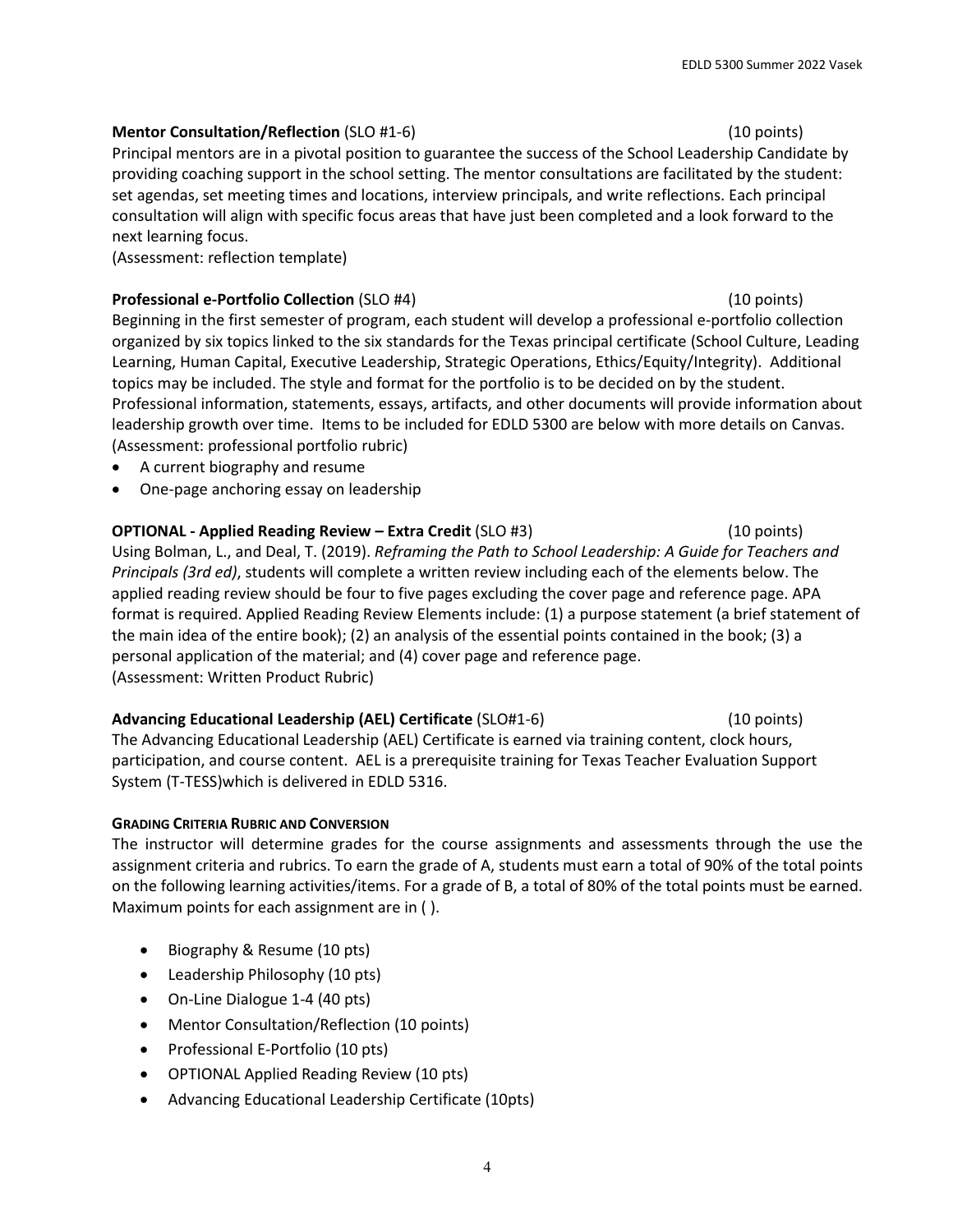**Mentor Consultation/Reflection** (SLO #1-6) (10 points)

Principal mentors are in a pivotal position to guarantee the success of the School Leadership Candidate by providing coaching support in the school setting. The mentor consultations are facilitated by the student: set agendas, set meeting times and locations, interview principals, and write reflections. Each principal consultation will align with specific focus areas that have just been completed and a look forward to the next learning focus.
(Assessment: reflection template)

**Professional e-Portfolio Collection** (SLO #4) (10 points)

Beginning in the first semester of program, each student will develop a professional e-portfolio collection organized by six topics linked to the six standards for the Texas principal certificate (School Culture, Leading Learning, Human Capital, Executive Leadership, Strategic Operations, Ethics/Equity/Integrity). Additional topics may be included. The style and format for the portfolio is to be decided on by the student. Professional information, statements, essays, artifacts, and other documents will provide information about leadership growth over time. Items to be included for EDLD 5300 are below with more details on Canvas.
(Assessment: professional portfolio rubric)

- A current biography and resume
- One-page anchoring essay on leadership

**OPTIONAL - Applied Reading Review – Extra Credit** (SLO #3) (10 points)

Using Bolman, L., and Deal, T. (2019). *Reframing the Path to School Leadership: A Guide for Teachers and Principals (3rd ed)*, students will complete a written review including each of the elements below. The applied reading review should be four to five pages excluding the cover page and reference page. APA format is required. Applied Reading Review Elements include: (1) a purpose statement (a brief statement of the main idea of the entire book); (2) an analysis of the essential points contained in the book; (3) a personal application of the material; and (4) cover page and reference page.
(Assessment: Written Product Rubric)

**Advancing Educational Leadership (AEL) Certificate** (SLO#1-6) (10 points)

The Advancing Educational Leadership (AEL) Certificate is earned via training content, clock hours, participation, and course content. AEL is a prerequisite training for Texas Teacher Evaluation Support System (T-TESS)which is delivered in EDLD 5316.

**GRADING CRITERIA RUBRIC AND CONVERSION**

The instructor will determine grades for the course assignments and assessments through the use the assignment criteria and rubrics. To earn the grade of A, students must earn a total of 90% of the total points on the following learning activities/items. For a grade of B, a total of 80% of the total points must be earned. Maximum points for each assignment are in ( ).

- Biography & Resume (10 pts)
- Leadership Philosophy (10 pts)
- On-Line Dialogue 1-4 (40 pts)
- Mentor Consultation/Reflection (10 points)
- Professional E-Portfolio (10 pts)
- OPTIONAL Applied Reading Review (10 pts)
- Advancing Educational Leadership Certificate (10pts)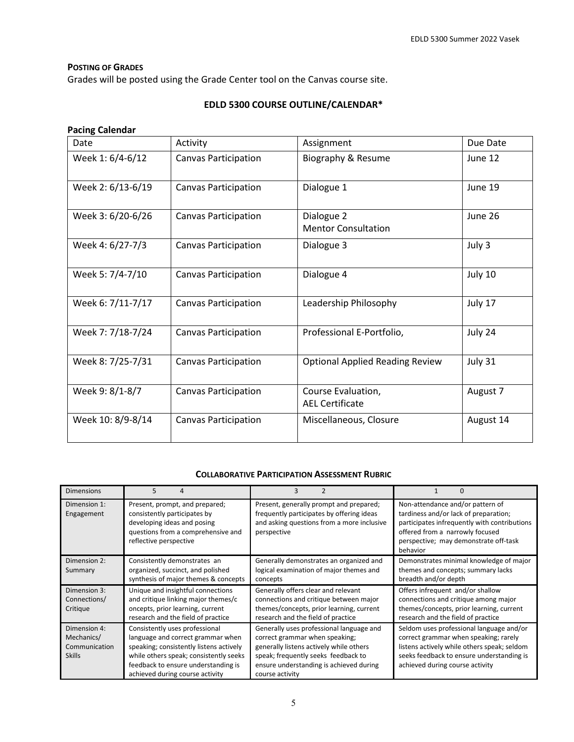**POSTING OF GRADES**

Grades will be posted using the Grade Center tool on the Canvas course site.

## EDLD 5300 COURSE OUTLINE/CALENDAR*

**Pacing Calendar**

| Date | Activity | Assignment | Due Date |
|---|---|---|---|
| Week 1: 6/4-6/12 | Canvas Participation | Biography & Resume | June 12 |
| Week 2: 6/13-6/19 | Canvas Participation | Dialogue 1 | June 19 |
| Week 3: 6/20-6/26 | Canvas Participation | Dialogue 2<br>Mentor Consultation | June 26 |
| Week 4: 6/27-7/3 | Canvas Participation | Dialogue 3 | July 3 |
| Week 5: 7/4-7/10 | Canvas Participation | Dialogue 4 | July 10 |
| Week 6: 7/11-7/17 | Canvas Participation | Leadership Philosophy | July 17 |
| Week 7: 7/18-7/24 | Canvas Participation | Professional E-Portfolio, | July 24 |
| Week 8: 7/25-7/31 | Canvas Participation | Optional Applied Reading Review | July 31 |
| Week 9: 8/1-8/7 | Canvas Participation | Course Evaluation,<br>AEL Certificate | August 7 |
| Week 10: 8/9-8/14 | Canvas Participation | Miscellaneous, Closure | August 14 |

**COLLABORATIVE PARTICIPATION ASSESSMENT RUBRIC**

| Dimensions | 5 4 | 3 2 | 1 0 |
|---|---|---|---|
| Dimension 1: Engagement | Present, prompt, and prepared; consistently participates by developing ideas and posing questions from a comprehensive and reflective perspective | Present, generally prompt and prepared; frequently participates by offering ideas and asking questions from a more inclusive perspective | Non-attendance and/or pattern of tardiness and/or lack of preparation; participates infrequently with contributions offered from a narrowly focused perspective; may demonstrate off-task behavior |
| Dimension 2: Summary | Consistently demonstrates an organized, succinct, and polished synthesis of major themes & concepts | Generally demonstrates an organized and logical examination of major themes and concepts | Demonstrates minimal knowledge of major themes and concepts; summary lacks breadth and/or depth |
| Dimension 3: Connections/ Critique | Unique and insightful connections and critique linking major themes/c oncepts, prior learning, current research and the field of practice | Generally offers clear and relevant connections and critique between major themes/concepts, prior learning, current research and the field of practice | Offers infrequent and/or shallow connections and critique among major themes/concepts, prior learning, current research and the field of practice |
| Dimension 4: Mechanics/ Communication Skills | Consistently uses professional language and correct grammar when speaking; consistently listens actively while others speak; consistently seeks feedback to ensure understanding is achieved during course activity | Generally uses professional language and correct grammar when speaking; generally listens actively while others speak; frequently seeks feedback to ensure understanding is achieved during course activity | Seldom uses professional language and/or correct grammar when speaking; rarely listens actively while others speak; seldom seeks feedback to ensure understanding is achieved during course activity |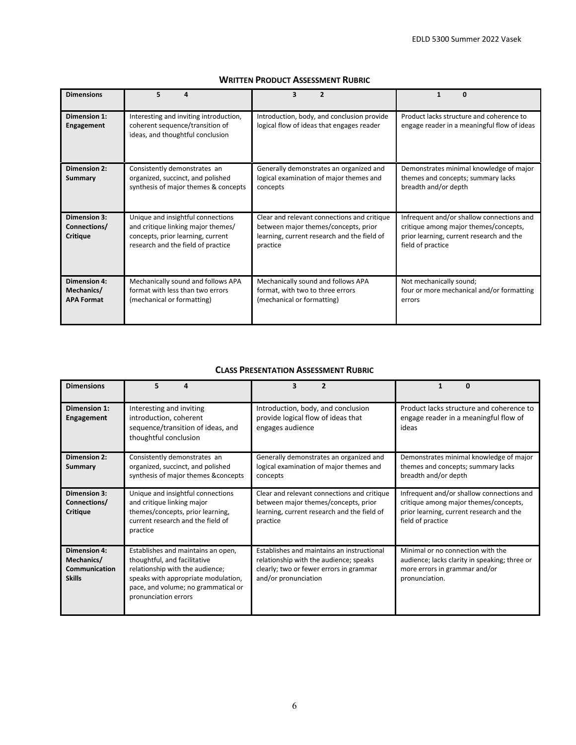## Written Product Assessment Rubric

| Dimensions | 5 4 | 3 2 | 1 0 |
|---|---|---|---|
| **Dimension 1: Engagement** | Interesting and inviting introduction, coherent sequence/transition of ideas, and thoughtful conclusion | Introduction, body, and conclusion provide logical flow of ideas that engages reader | Product lacks structure and coherence to engage reader in a meaningful flow of ideas |
| **Dimension 2: Summary** | Consistently demonstrates an organized, succinct, and polished synthesis of major themes & concepts | Generally demonstrates an organized and logical examination of major themes and concepts | Demonstrates minimal knowledge of major themes and concepts; summary lacks breadth and/or depth |
| **Dimension 3: Connections/ Critique** | Unique and insightful connections and critique linking major themes/ concepts, prior learning, current research and the field of practice | Clear and relevant connections and critique between major themes/concepts, prior learning, current research and the field of practice | Infrequent and/or shallow connections and critique among major themes/concepts, prior learning, current research and the field of practice |
| **Dimension 4: Mechanics/ APA Format** | Mechanically sound and follows APA format with less than two errors (mechanical or formatting) | Mechanically sound and follows APA format, with two to three errors (mechanical or formatting) | Not mechanically sound; four or more mechanical and/or formatting errors |

## Class Presentation Assessment Rubric

| Dimensions | 5 4 | 3 2 | 1 0 |
|---|---|---|---|
| **Dimension 1: Engagement** | Interesting and inviting introduction, coherent sequence/transition of ideas, and thoughtful conclusion | Introduction, body, and conclusion provide logical flow of ideas that engages audience | Product lacks structure and coherence to engage reader in a meaningful flow of ideas |
| **Dimension 2: Summary** | Consistently demonstrates an organized, succinct, and polished synthesis of major themes &concepts | Generally demonstrates an organized and logical examination of major themes and concepts | Demonstrates minimal knowledge of major themes and concepts; summary lacks breadth and/or depth |
| **Dimension 3: Connections/ Critique** | Unique and insightful connections and critique linking major themes/concepts, prior learning, current research and the field of practice | Clear and relevant connections and critique between major themes/concepts, prior learning, current research and the field of practice | Infrequent and/or shallow connections and critique among major themes/concepts, prior learning, current research and the field of practice |
| **Dimension 4: Mechanics/ Communication Skills** | Establishes and maintains an open, thoughtful, and facilitative relationship with the audience; speaks with appropriate modulation, pace, and volume; no grammatical or pronunciation errors | Establishes and maintains an instructional relationship with the audience; speaks clearly; two or fewer errors in grammar and/or pronunciation | Minimal or no connection with the audience; lacks clarity in speaking; three or more errors in grammar and/or pronunciation. |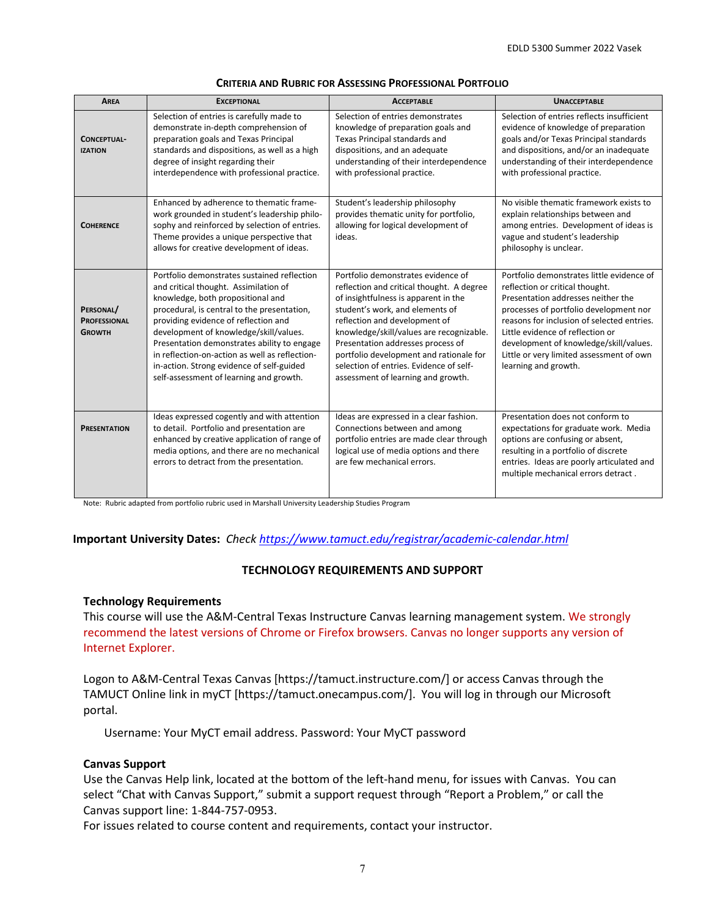### CRITERIA AND RUBRIC FOR ASSESSING PROFESSIONAL PORTFOLIO

| AREA | EXCEPTIONAL | ACCEPTABLE | UNACCEPTABLE |
|---|---|---|---|
| **CONCEPTUAL-IZATION** | Selection of entries is carefully made to demonstrate in-depth comprehension of preparation goals and Texas Principal standards and dispositions, as well as a high degree of insight regarding their interdependence with professional practice. | Selection of entries demonstrates knowledge of preparation goals and Texas Principal standards and dispositions, and an adequate understanding of their interdependence with professional practice. | Selection of entries reflects insufficient evidence of knowledge of preparation goals and/or Texas Principal standards and dispositions, and/or an inadequate understanding of their interdependence with professional practice. |
| **COHERENCE** | Enhanced by adherence to thematic framework grounded in student's leadership philosophy and reinforced by selection of entries. Theme provides a unique perspective that allows for creative development of ideas. | Student's leadership philosophy provides thematic unity for portfolio, allowing for logical development of ideas. | No visible thematic framework exists to explain relationships between and among entries. Development of ideas is vague and student's leadership philosophy is unclear. |
| **PERSONAL/ PROFESSIONAL GROWTH** | Portfolio demonstrates sustained reflection and critical thought. Assimilation of knowledge, both propositional and procedural, is central to the presentation, providing evidence of reflection and development of knowledge/skill/values. Presentation demonstrates ability to engage in reflection-on-action as well as reflection-in-action. Strong evidence of self-guided self-assessment of learning and growth. | Portfolio demonstrates evidence of reflection and critical thought. A degree of insightfulness is apparent in the student's work, and elements of reflection and development of knowledge/skill/values are recognizable. Presentation addresses process of portfolio development and rationale for selection of entries. Evidence of self-assessment of learning and growth. | Portfolio demonstrates little evidence of reflection or critical thought. Presentation addresses neither the processes of portfolio development nor reasons for inclusion of selected entries. Little evidence of reflection or development of knowledge/skill/values. Little or very limited assessment of own learning and growth. |
| **PRESENTATION** | Ideas expressed cogently and with attention to detail. Portfolio and presentation are enhanced by creative application of range of media options, and there are no mechanical errors to detract from the presentation. | Ideas are expressed in a clear fashion. Connections between and among portfolio entries are made clear through logical use of media options and there are few mechanical errors. | Presentation does not conform to expectations for graduate work. Media options are confusing or absent, resulting in a portfolio of discrete entries. Ideas are poorly articulated and multiple mechanical errors detract . |

Note: Rubric adapted from portfolio rubric used in Marshall University Leadership Studies Program

**Important University Dates:** *Check [https://www.tamuct.edu/registrar/academic-calendar.html](https://www.tamuct.edu/registrar/academic-calendar.html)*

## TECHNOLOGY REQUIREMENTS AND SUPPORT

### Technology Requirements

This course will use the A&M-Central Texas Instructure Canvas learning management system. We strongly recommend the latest versions of Chrome or Firefox browsers. Canvas no longer supports any version of Internet Explorer.

Logon to A&M-Central Texas Canvas [https://tamuct.instructure.com/] or access Canvas through the TAMUCT Online link in myCT [https://tamuct.onecampus.com/]. You will log in through our Microsoft portal.

Username: Your MyCT email address. Password: Your MyCT password

### Canvas Support

Use the Canvas Help link, located at the bottom of the left-hand menu, for issues with Canvas. You can select "Chat with Canvas Support," submit a support request through "Report a Problem," or call the Canvas support line: 1-844-757-0953.

For issues related to course content and requirements, contact your instructor.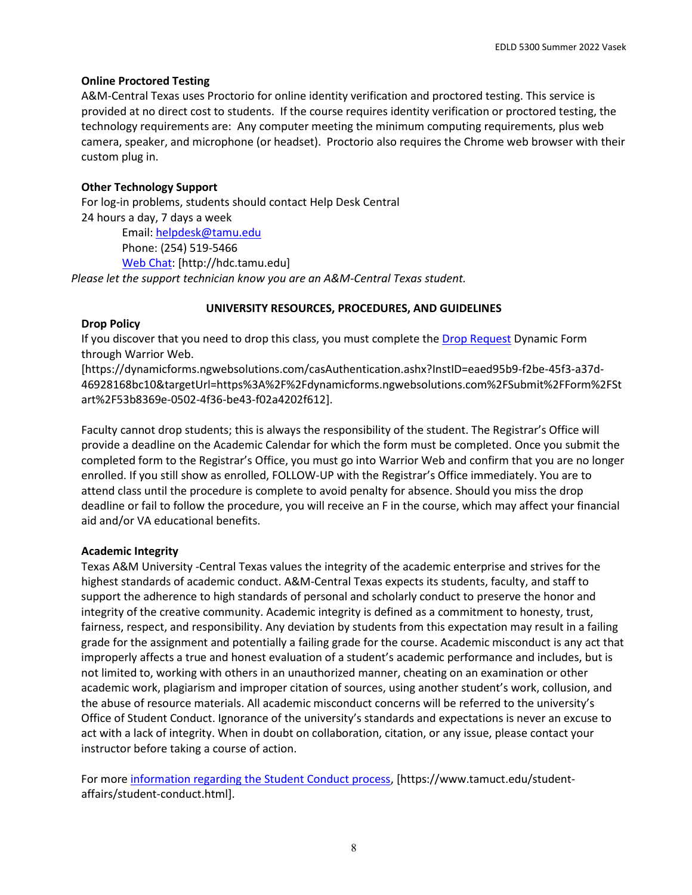**Online Proctored Testing**

A&M-Central Texas uses Proctorio for online identity verification and proctored testing. This service is provided at no direct cost to students. If the course requires identity verification or proctored testing, the technology requirements are: Any computer meeting the minimum computing requirements, plus web camera, speaker, and microphone (or headset). Proctorio also requires the Chrome web browser with their custom plug in.

**Other Technology Support**

For log-in problems, students should contact Help Desk Central

24 hours a day, 7 days a week

Email: helpdesk@tamu.edu

Phone: (254) 519-5466

Web Chat: [http://hdc.tamu.edu]

*Please let the support technician know you are an A&M-Central Texas student.*

## UNIVERSITY RESOURCES, PROCEDURES, AND GUIDELINES

**Drop Policy**

If you discover that you need to drop this class, you must complete the Drop Request Dynamic Form through Warrior Web.

[https://dynamicforms.ngwebsolutions.com/casAuthentication.ashx?InstID=eaed95b9-f2be-45f3-a37d-46928168bc10&targetUrl=https%3A%2F%2Fdynamicforms.ngwebsolutions.com%2FSubmit%2FForm%2FStart%2F53b8369e-0502-4f36-be43-f02a4202f612].

Faculty cannot drop students; this is always the responsibility of the student. The Registrar's Office will provide a deadline on the Academic Calendar for which the form must be completed. Once you submit the completed form to the Registrar's Office, you must go into Warrior Web and confirm that you are no longer enrolled. If you still show as enrolled, FOLLOW-UP with the Registrar's Office immediately. You are to attend class until the procedure is complete to avoid penalty for absence. Should you miss the drop deadline or fail to follow the procedure, you will receive an F in the course, which may affect your financial aid and/or VA educational benefits.

**Academic Integrity**

Texas A&M University -Central Texas values the integrity of the academic enterprise and strives for the highest standards of academic conduct. A&M-Central Texas expects its students, faculty, and staff to support the adherence to high standards of personal and scholarly conduct to preserve the honor and integrity of the creative community. Academic integrity is defined as a commitment to honesty, trust, fairness, respect, and responsibility. Any deviation by students from this expectation may result in a failing grade for the assignment and potentially a failing grade for the course. Academic misconduct is any act that improperly affects a true and honest evaluation of a student's academic performance and includes, but is not limited to, working with others in an unauthorized manner, cheating on an examination or other academic work, plagiarism and improper citation of sources, using another student's work, collusion, and the abuse of resource materials. All academic misconduct concerns will be referred to the university's Office of Student Conduct. Ignorance of the university's standards and expectations is never an excuse to act with a lack of integrity. When in doubt on collaboration, citation, or any issue, please contact your instructor before taking a course of action.

For more information regarding the Student Conduct process, [https://www.tamuct.edu/student-affairs/student-conduct.html].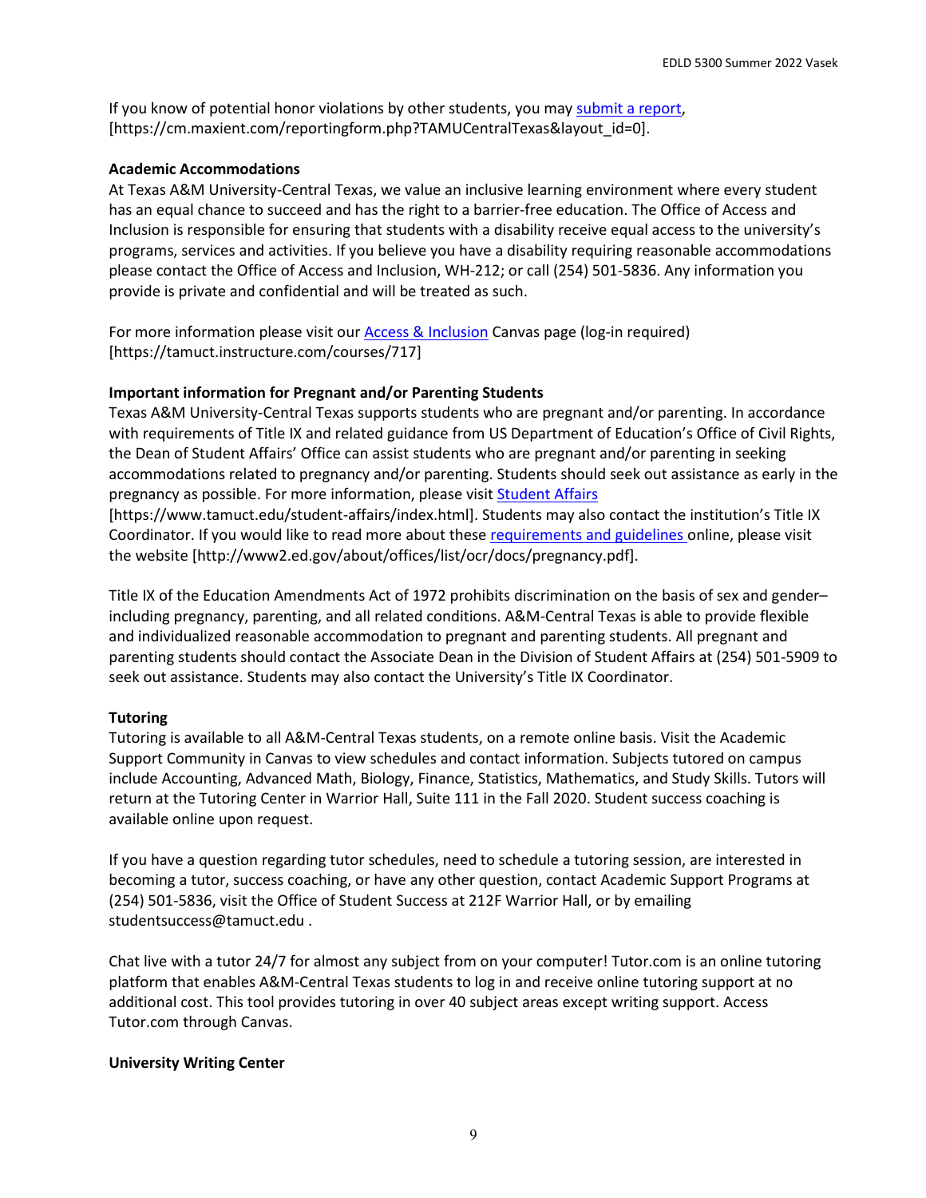If you know of potential honor violations by other students, you may submit a report, [https://cm.maxient.com/reportingform.php?TAMUCentralTexas&layout_id=0].

**Academic Accommodations**

At Texas A&M University-Central Texas, we value an inclusive learning environment where every student has an equal chance to succeed and has the right to a barrier-free education. The Office of Access and Inclusion is responsible for ensuring that students with a disability receive equal access to the university's programs, services and activities. If you believe you have a disability requiring reasonable accommodations please contact the Office of Access and Inclusion, WH-212; or call (254) 501-5836. Any information you provide is private and confidential and will be treated as such.

For more information please visit our Access & Inclusion Canvas page (log-in required) [https://tamuct.instructure.com/courses/717]

**Important information for Pregnant and/or Parenting Students**

Texas A&M University-Central Texas supports students who are pregnant and/or parenting. In accordance with requirements of Title IX and related guidance from US Department of Education's Office of Civil Rights, the Dean of Student Affairs' Office can assist students who are pregnant and/or parenting in seeking accommodations related to pregnancy and/or parenting. Students should seek out assistance as early in the pregnancy as possible. For more information, please visit Student Affairs [https://www.tamuct.edu/student-affairs/index.html]. Students may also contact the institution's Title IX Coordinator. If you would like to read more about these requirements and guidelines online, please visit the website [http://www2.ed.gov/about/offices/list/ocr/docs/pregnancy.pdf].

Title IX of the Education Amendments Act of 1972 prohibits discrimination on the basis of sex and gender– including pregnancy, parenting, and all related conditions. A&M-Central Texas is able to provide flexible and individualized reasonable accommodation to pregnant and parenting students. All pregnant and parenting students should contact the Associate Dean in the Division of Student Affairs at (254) 501-5909 to seek out assistance. Students may also contact the University's Title IX Coordinator.

**Tutoring**

Tutoring is available to all A&M-Central Texas students, on a remote online basis. Visit the Academic Support Community in Canvas to view schedules and contact information. Subjects tutored on campus include Accounting, Advanced Math, Biology, Finance, Statistics, Mathematics, and Study Skills. Tutors will return at the Tutoring Center in Warrior Hall, Suite 111 in the Fall 2020. Student success coaching is available online upon request.

If you have a question regarding tutor schedules, need to schedule a tutoring session, are interested in becoming a tutor, success coaching, or have any other question, contact Academic Support Programs at (254) 501-5836, visit the Office of Student Success at 212F Warrior Hall, or by emailing studentsuccess@tamuct.edu .

Chat live with a tutor 24/7 for almost any subject from on your computer! Tutor.com is an online tutoring platform that enables A&M-Central Texas students to log in and receive online tutoring support at no additional cost. This tool provides tutoring in over 40 subject areas except writing support. Access Tutor.com through Canvas.

**University Writing Center**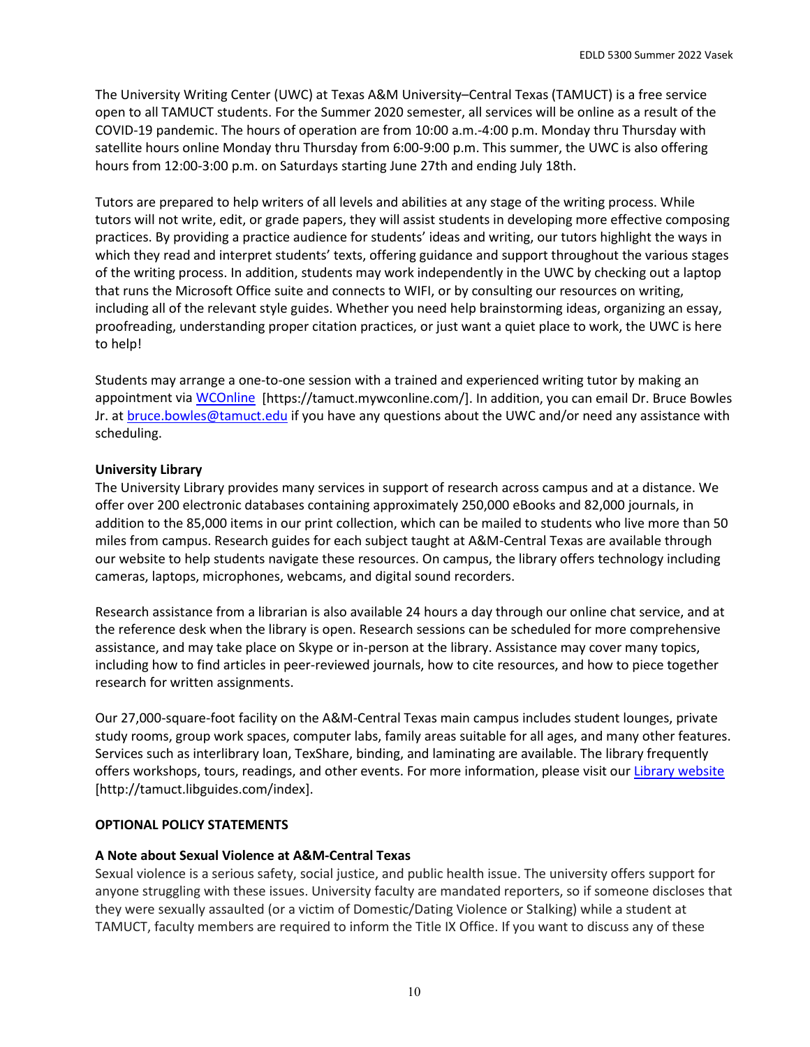The University Writing Center (UWC) at Texas A&M University–Central Texas (TAMUCT) is a free service open to all TAMUCT students. For the Summer 2020 semester, all services will be online as a result of the COVID-19 pandemic. The hours of operation are from 10:00 a.m.-4:00 p.m. Monday thru Thursday with satellite hours online Monday thru Thursday from 6:00-9:00 p.m. This summer, the UWC is also offering hours from 12:00-3:00 p.m. on Saturdays starting June 27th and ending July 18th.

Tutors are prepared to help writers of all levels and abilities at any stage of the writing process. While tutors will not write, edit, or grade papers, they will assist students in developing more effective composing practices. By providing a practice audience for students' ideas and writing, our tutors highlight the ways in which they read and interpret students' texts, offering guidance and support throughout the various stages of the writing process. In addition, students may work independently in the UWC by checking out a laptop that runs the Microsoft Office suite and connects to WIFI, or by consulting our resources on writing, including all of the relevant style guides. Whether you need help brainstorming ideas, organizing an essay, proofreading, understanding proper citation practices, or just want a quiet place to work, the UWC is here to help!

Students may arrange a one-to-one session with a trained and experienced writing tutor by making an appointment via WCOnline [https://tamuct.mywconline.com/]. In addition, you can email Dr. Bruce Bowles Jr. at bruce.bowles@tamuct.edu if you have any questions about the UWC and/or need any assistance with scheduling.

**University Library**

The University Library provides many services in support of research across campus and at a distance. We offer over 200 electronic databases containing approximately 250,000 eBooks and 82,000 journals, in addition to the 85,000 items in our print collection, which can be mailed to students who live more than 50 miles from campus. Research guides for each subject taught at A&M-Central Texas are available through our website to help students navigate these resources. On campus, the library offers technology including cameras, laptops, microphones, webcams, and digital sound recorders.

Research assistance from a librarian is also available 24 hours a day through our online chat service, and at the reference desk when the library is open. Research sessions can be scheduled for more comprehensive assistance, and may take place on Skype or in-person at the library. Assistance may cover many topics, including how to find articles in peer-reviewed journals, how to cite resources, and how to piece together research for written assignments.

Our 27,000-square-foot facility on the A&M-Central Texas main campus includes student lounges, private study rooms, group work spaces, computer labs, family areas suitable for all ages, and many other features. Services such as interlibrary loan, TexShare, binding, and laminating are available. The library frequently offers workshops, tours, readings, and other events. For more information, please visit our Library website [http://tamuct.libguides.com/index].

**OPTIONAL POLICY STATEMENTS**

**A Note about Sexual Violence at A&M-Central Texas**

Sexual violence is a serious safety, social justice, and public health issue. The university offers support for anyone struggling with these issues. University faculty are mandated reporters, so if someone discloses that they were sexually assaulted (or a victim of Domestic/Dating Violence or Stalking) while a student at TAMUCT, faculty members are required to inform the Title IX Office. If you want to discuss any of these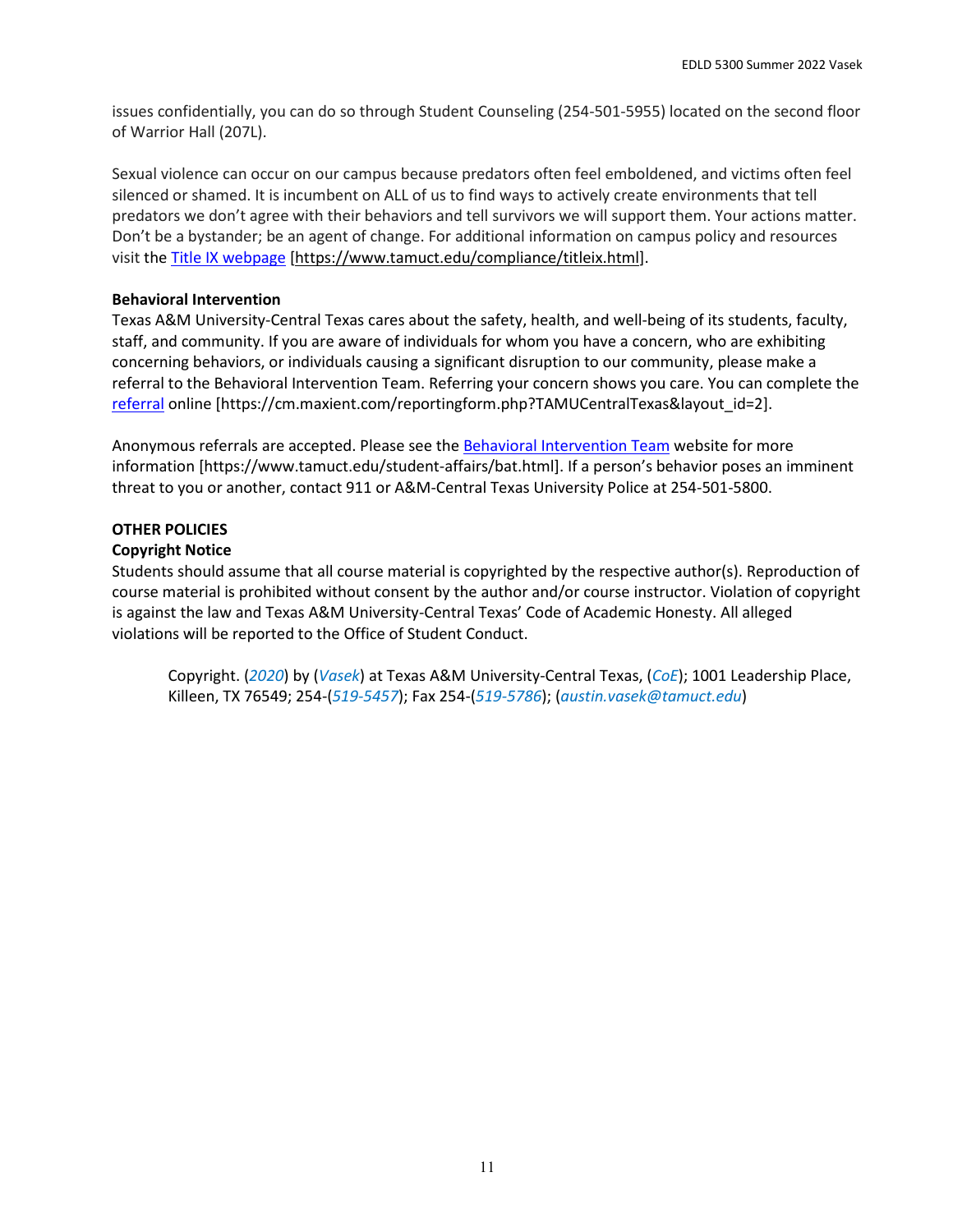issues confidentially, you can do so through Student Counseling (254-501-5955) located on the second floor of Warrior Hall (207L).

Sexual violence can occur on our campus because predators often feel emboldened, and victims often feel silenced or shamed. It is incumbent on ALL of us to find ways to actively create environments that tell predators we don't agree with their behaviors and tell survivors we will support them. Your actions matter. Don't be a bystander; be an agent of change. For additional information on campus policy and resources visit the Title IX webpage [https://www.tamuct.edu/compliance/titleix.html].

**Behavioral Intervention**

Texas A&M University-Central Texas cares about the safety, health, and well-being of its students, faculty, staff, and community. If you are aware of individuals for whom you have a concern, who are exhibiting concerning behaviors, or individuals causing a significant disruption to our community, please make a referral to the Behavioral Intervention Team. Referring your concern shows you care. You can complete the referral online [https://cm.maxient.com/reportingform.php?TAMUCentralTexas&layout_id=2].

Anonymous referrals are accepted. Please see the Behavioral Intervention Team website for more information [https://www.tamuct.edu/student-affairs/bat.html]. If a person's behavior poses an imminent threat to you or another, contact 911 or A&M-Central Texas University Police at 254-501-5800.

**OTHER POLICIES**

**Copyright Notice**

Students should assume that all course material is copyrighted by the respective author(s). Reproduction of course material is prohibited without consent by the author and/or course instructor. Violation of copyright is against the law and Texas A&M University-Central Texas' Code of Academic Honesty. All alleged violations will be reported to the Office of Student Conduct.

> Copyright. (*2020*) by (*Vasek*) at Texas A&M University-Central Texas, (*CoE*); 1001 Leadership Place, Killeen, TX 76549; 254-(*519-5457*); Fax 254-(*519-5786*); (*austin.vasek@tamuct.edu*)